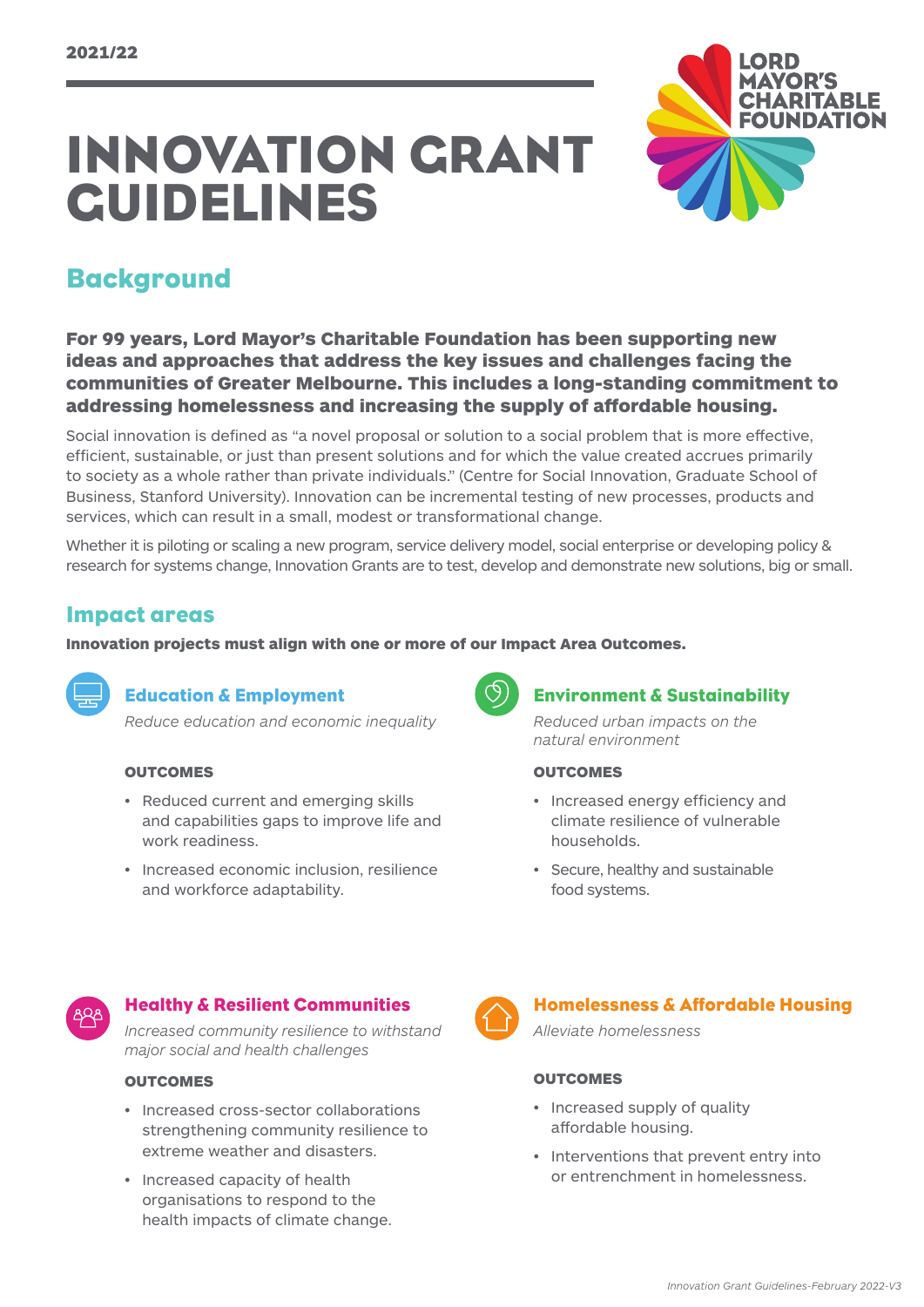2021/22

# INNOVATION GRANT GUIDELINES

LORD MAYOR'S CHARITABLE FOUNDATION

## Background

**For 99 years, Lord Mayor's Charitable Foundation has been supporting new ideas and approaches that address the key issues and challenges facing the communities of Greater Melbourne. This includes a long-standing commitment to addressing homelessness and increasing the supply of affordable housing.**

Social innovation is defined as "a novel proposal or solution to a social problem that is more effective, efficient, sustainable, or just than present solutions and for which the value created accrues primarily to society as a whole rather than private individuals." (Centre for Social Innovation, Graduate School of Business, Stanford University). Innovation can be incremental testing of new processes, products and services, which can result in a small, modest or transformational change.

Whether it is piloting or scaling a new program, service delivery model, social enterprise or developing policy & research for systems change, Innovation Grants are to test, develop and demonstrate new solutions, big or small.

## Impact areas

**Innovation projects must align with one or more of our Impact Area Outcomes.**

### Education & Employment

*Reduce education and economic inequality*

**OUTCOMES**

- Reduced current and emerging skills and capabilities gaps to improve life and work readiness.
- Increased economic inclusion, resilience and workforce adaptability.

### Environment & Sustainability

*Reduced urban impacts on the natural environment*

**OUTCOMES**

- Increased energy efficiency and climate resilience of vulnerable households.
- Secure, healthy and sustainable food systems.

### Healthy & Resilient Communities

*Increased community resilience to withstand major social and health challenges*

**OUTCOMES**

- Increased cross-sector collaborations strengthening community resilience to extreme weather and disasters.
- Increased capacity of health organisations to respond to the health impacts of climate change.

### Homelessness & Affordable Housing

*Alleviate homelessness*

**OUTCOMES**

- Increased supply of quality affordable housing.
- Interventions that prevent entry into or entrenchment in homelessness.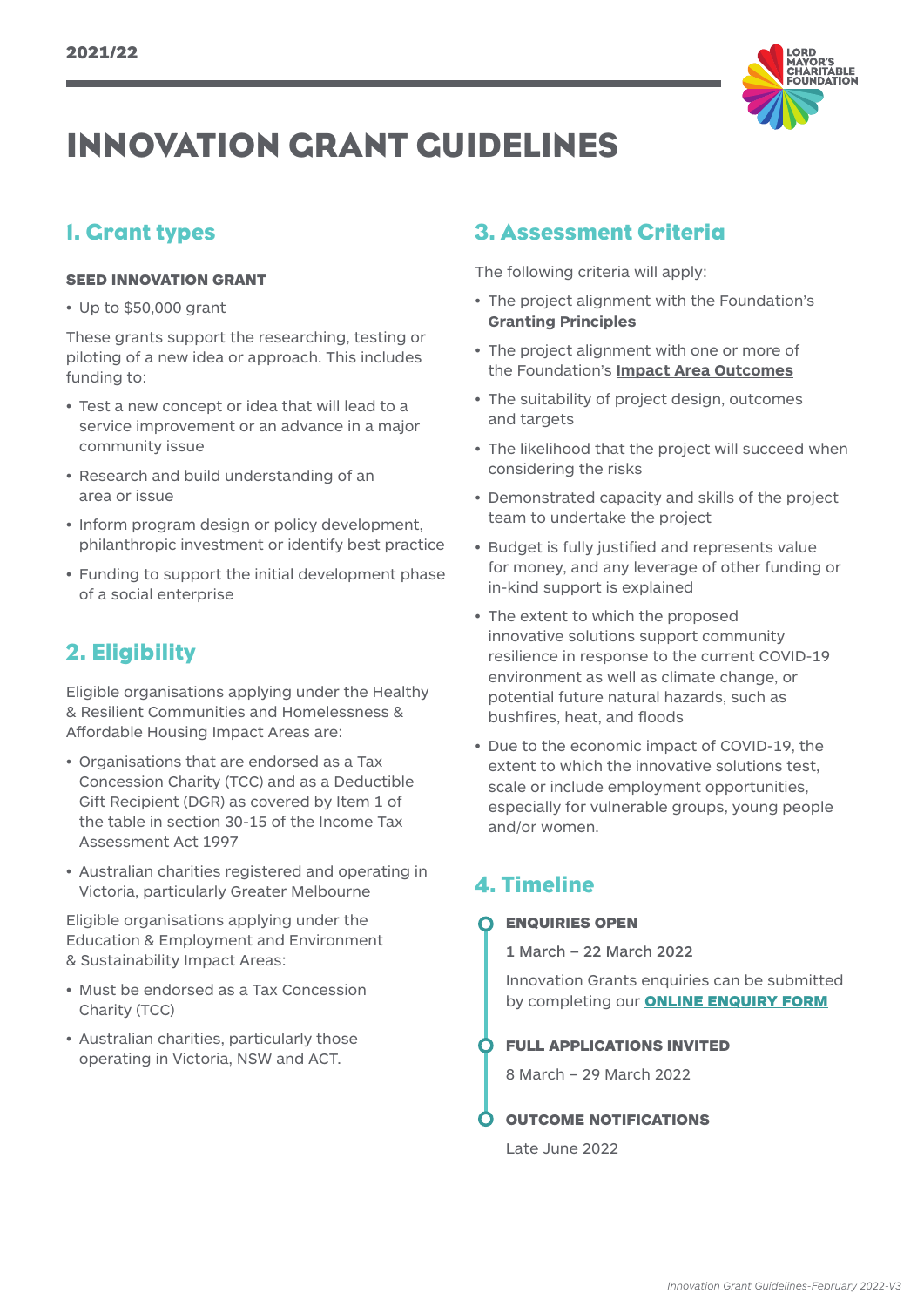2021/22

# INNOVATION GRANT GUIDELINES

## 1. Grant types

**SEED INNOVATION GRANT**

- Up to $50,000 grant

These grants support the researching, testing or piloting of a new idea or approach. This includes funding to:

- Test a new concept or idea that will lead to a service improvement or an advance in a major community issue
- Research and build understanding of an area or issue
- Inform program design or policy development, philanthropic investment or identify best practice
- Funding to support the initial development phase of a social enterprise

## 2. Eligibility

Eligible organisations applying under the Healthy & Resilient Communities and Homelessness & Affordable Housing Impact Areas are:

- Organisations that are endorsed as a Tax Concession Charity (TCC) and as a Deductible Gift Recipient (DGR) as covered by Item 1 of the table in section 30-15 of the Income Tax Assessment Act 1997
- Australian charities registered and operating in Victoria, particularly Greater Melbourne

Eligible organisations applying under the Education & Employment and Environment & Sustainability Impact Areas:

- Must be endorsed as a Tax Concession Charity (TCC)
- Australian charities, particularly those operating in Victoria, NSW and ACT.

## 3. Assessment Criteria

The following criteria will apply:

- The project alignment with the Foundation's **Granting Principles**
- The project alignment with one or more of the Foundation's **Impact Area Outcomes**
- The suitability of project design, outcomes and targets
- The likelihood that the project will succeed when considering the risks
- Demonstrated capacity and skills of the project team to undertake the project
- Budget is fully justified and represents value for money, and any leverage of other funding or in-kind support is explained
- The extent to which the proposed innovative solutions support community resilience in response to the current COVID-19 environment as well as climate change, or potential future natural hazards, such as bushfires, heat, and floods
- Due to the economic impact of COVID-19, the extent to which the innovative solutions test, scale or include employment opportunities, especially for vulnerable groups, young people and/or women.

## 4. Timeline

**ENQUIRIES OPEN**

1 March – 22 March 2022

Innovation Grants enquiries can be submitted by completing our **ONLINE ENQUIRY FORM**

**FULL APPLICATIONS INVITED**

8 March – 29 March 2022

**OUTCOME NOTIFICATIONS**

Late June 2022